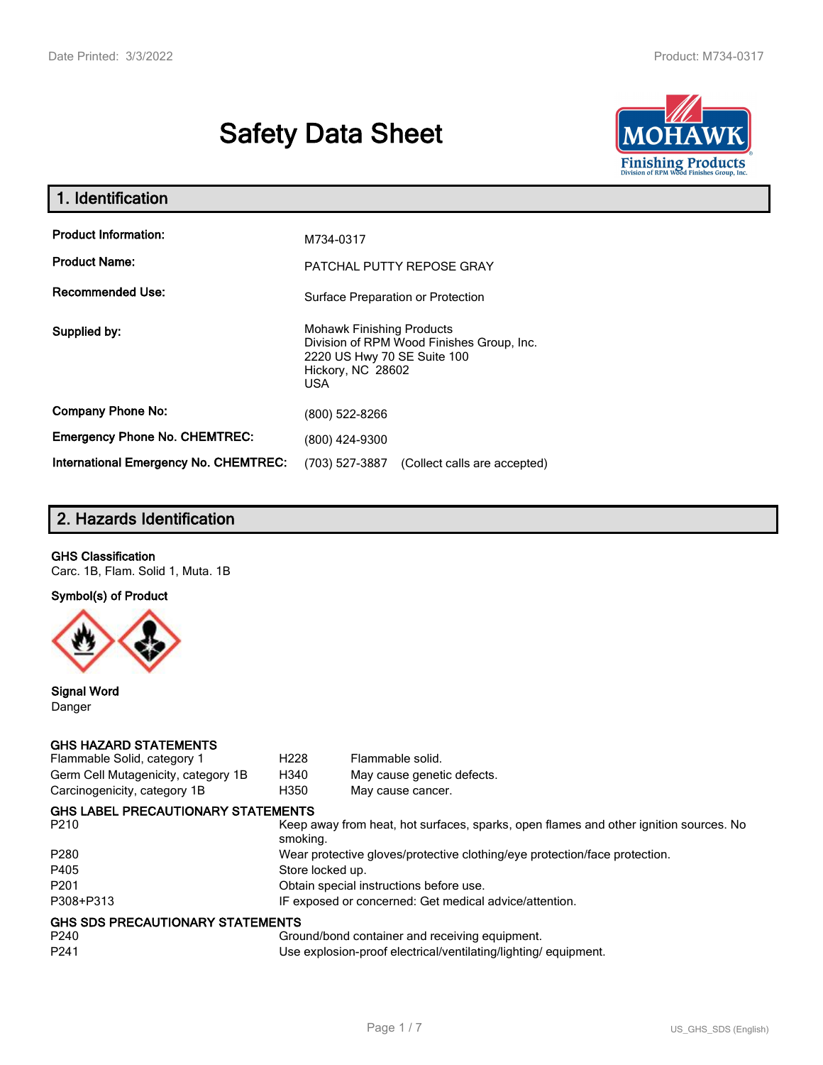# Safety Data Sheet

## 1. Identification

| | |
|---|---|
| **Product Information:** | M734-0317 |
| **Product Name:** | PATCHAL PUTTY REPOSE GRAY |
| **Recommended Use:** | Surface Preparation or Protection |
| **Supplied by:** | Mohawk Finishing Products<br>Division of RPM Wood Finishes Group, Inc.<br>2220 US Hwy 70 SE Suite 100<br>Hickory, NC 28602<br>USA |
| **Company Phone No:** | (800) 522-8266 |
| **Emergency Phone No. CHEMTREC:** | (800) 424-9300 |
| **International Emergency No. CHEMTREC:** | (703) 527-3887 (Collect calls are accepted) |

## 2. Hazards Identification

**GHS Classification**

Carc. 1B, Flam. Solid 1, Muta. 1B

**Symbol(s) of Product**

**Signal Word**

Danger

**GHS HAZARD STATEMENTS**

| | | |
|---|---|---|
| Flammable Solid, category 1 | H228 | Flammable solid. |
| Germ Cell Mutagenicity, category 1B | H340 | May cause genetic defects. |
| Carcinogenicity, category 1B | H350 | May cause cancer. |

**GHS LABEL PRECAUTIONARY STATEMENTS**

| | |
|---|---|
| P210 | Keep away from heat, hot surfaces, sparks, open flames and other ignition sources. No smoking. |
| P280 | Wear protective gloves/protective clothing/eye protection/face protection. |
| P405 | Store locked up. |
| P201 | Obtain special instructions before use. |
| P308+P313 | IF exposed or concerned: Get medical advice/attention. |

**GHS SDS PRECAUTIONARY STATEMENTS**

| | |
|---|---|
| P240 | Ground/bond container and receiving equipment. |
| P241 | Use explosion-proof electrical/ventilating/lighting/ equipment. |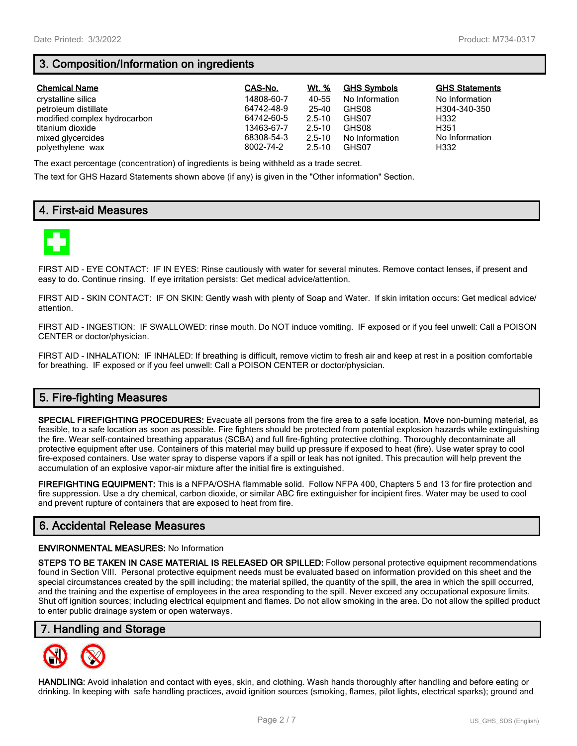## 3. Composition/Information on ingredients

| Chemical Name | CAS-No. | Wt. % | GHS Symbols | GHS Statements |
|---|---|---|---|---|
| crystalline silica | 14808-60-7 | 40-55 | No Information | No Information |
| petroleum distillate | 64742-48-9 | 25-40 | GHS08 | H304-340-350 |
| modified complex hydrocarbon | 64742-60-5 | 2.5-10 | GHS07 | H332 |
| titanium dioxide | 13463-67-7 | 2.5-10 | GHS08 | H351 |
| mixed glycercides | 68308-54-3 | 2.5-10 | No Information | No Information |
| polyethylene wax | 8002-74-2 | 2.5-10 | GHS07 | H332 |

The exact percentage (concentration) of ingredients is being withheld as a trade secret.

The text for GHS Hazard Statements shown above (if any) is given in the "Other information" Section.

## 4. First-aid Measures

FIRST AID - EYE CONTACT: IF IN EYES: Rinse cautiously with water for several minutes. Remove contact lenses, if present and easy to do. Continue rinsing. If eye irritation persists: Get medical advice/attention.

FIRST AID - SKIN CONTACT: IF ON SKIN: Gently wash with plenty of Soap and Water. If skin irritation occurs: Get medical advice/ attention.

FIRST AID - INGESTION: IF SWALLOWED: rinse mouth. Do NOT induce vomiting. IF exposed or if you feel unwell: Call a POISON CENTER or doctor/physician.

FIRST AID - INHALATION: IF INHALED: If breathing is difficult, remove victim to fresh air and keep at rest in a position comfortable for breathing. IF exposed or if you feel unwell: Call a POISON CENTER or doctor/physician.

## 5. Fire-fighting Measures

**SPECIAL FIREFIGHTING PROCEDURES:** Evacuate all persons from the fire area to a safe location. Move non-burning material, as feasible, to a safe location as soon as possible. Fire fighters should be protected from potential explosion hazards while extinguishing the fire. Wear self-contained breathing apparatus (SCBA) and full fire-fighting protective clothing. Thoroughly decontaminate all protective equipment after use. Containers of this material may build up pressure if exposed to heat (fire). Use water spray to cool fire-exposed containers. Use water spray to disperse vapors if a spill or leak has not ignited. This precaution will help prevent the accumulation of an explosive vapor-air mixture after the initial fire is extinguished.

**FIREFIGHTING EQUIPMENT:** This is a NFPA/OSHA flammable solid. Follow NFPA 400, Chapters 5 and 13 for fire protection and fire suppression. Use a dry chemical, carbon dioxide, or similar ABC fire extinguisher for incipient fires. Water may be used to cool and prevent rupture of containers that are exposed to heat from fire.

## 6. Accidental Release Measures

**ENVIRONMENTAL MEASURES:** No Information

**STEPS TO BE TAKEN IN CASE MATERIAL IS RELEASED OR SPILLED:** Follow personal protective equipment recommendations found in Section VIII. Personal protective equipment needs must be evaluated based on information provided on this sheet and the special circumstances created by the spill including; the material spilled, the quantity of the spill, the area in which the spill occurred, and the training and the expertise of employees in the area responding to the spill. Never exceed any occupational exposure limits. Shut off ignition sources; including electrical equipment and flames. Do not allow smoking in the area. Do not allow the spilled product to enter public drainage system or open waterways.

## 7. Handling and Storage

**HANDLING:** Avoid inhalation and contact with eyes, skin, and clothing. Wash hands thoroughly after handling and before eating or drinking. In keeping with safe handling practices, avoid ignition sources (smoking, flames, pilot lights, electrical sparks); ground and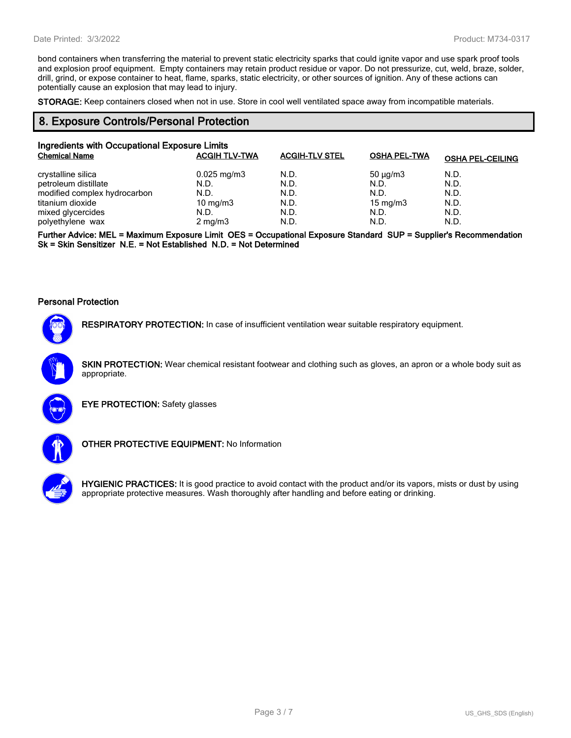bond containers when transferring the material to prevent static electricity sparks that could ignite vapor and use spark proof tools and explosion proof equipment. Empty containers may retain product residue or vapor. Do not pressurize, cut, weld, braze, solder, drill, grind, or expose container to heat, flame, sparks, static electricity, or other sources of ignition. Any of these actions can potentially cause an explosion that may lead to injury.

**STORAGE:** Keep containers closed when not in use. Store in cool well ventilated space away from incompatible materials.

## 8. Exposure Controls/Personal Protection

### Ingredients with Occupational Exposure Limits

| Chemical Name | ACGIH TLV-TWA | ACGIH-TLV STEL | OSHA PEL-TWA | OSHA PEL-CEILING |
|---|---|---|---|---|
| crystalline silica | 0.025 mg/m3 | N.D. | 50 µg/m3 | N.D. |
| petroleum distillate | N.D. | N.D. | N.D. | N.D. |
| modified complex hydrocarbon | N.D. | N.D. | N.D. | N.D. |
| titanium dioxide | 10 mg/m3 | N.D. | 15 mg/m3 | N.D. |
| mixed glycercides | N.D. | N.D. | N.D. | N.D. |
| polyethylene wax | 2 mg/m3 | N.D. | N.D. | N.D. |

**Further Advice: MEL = Maximum Exposure Limit OES = Occupational Exposure Standard SUP = Supplier's Recommendation Sk = Skin Sensitizer N.E. = Not Established N.D. = Not Determined**

### Personal Protection

**RESPIRATORY PROTECTION:** In case of insufficient ventilation wear suitable respiratory equipment.

**SKIN PROTECTION:** Wear chemical resistant footwear and clothing such as gloves, an apron or a whole body suit as appropriate.

**EYE PROTECTION:** Safety glasses

**OTHER PROTECTIVE EQUIPMENT:** No Information

**HYGIENIC PRACTICES:** It is good practice to avoid contact with the product and/or its vapors, mists or dust by using appropriate protective measures. Wash thoroughly after handling and before eating or drinking.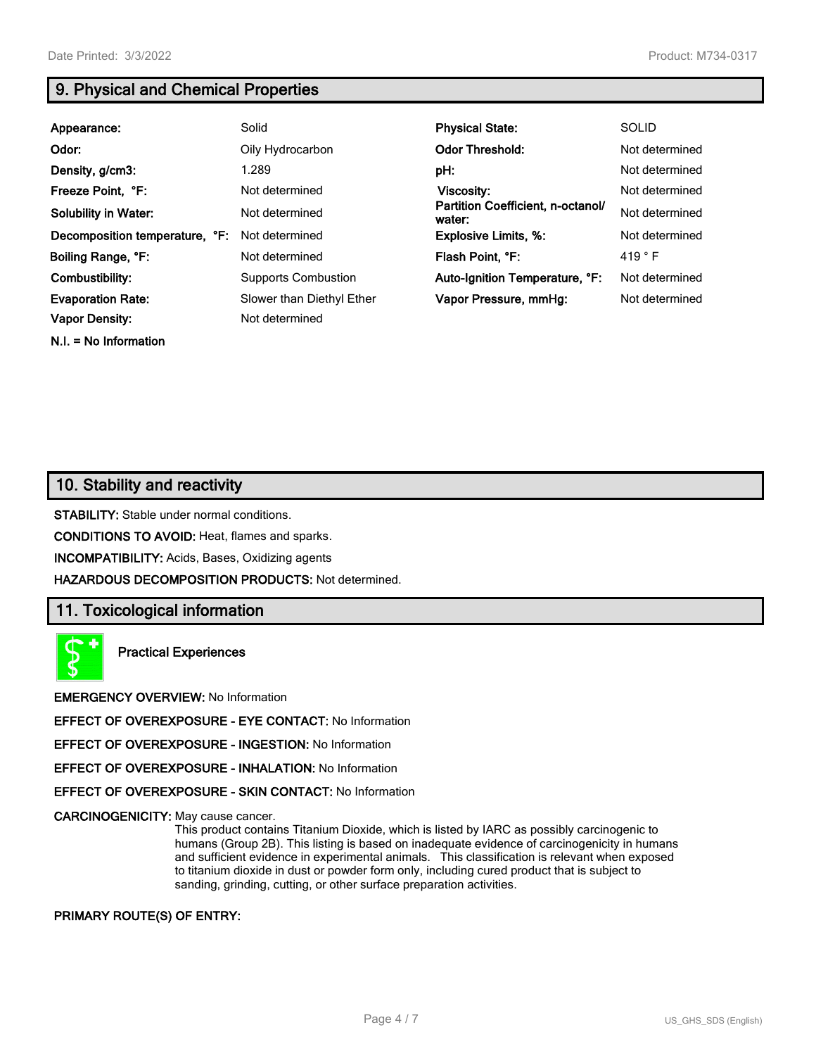## 9. Physical and Chemical Properties

| | | | |
|---|---|---|---|
| **Appearance:** | Solid | **Physical State:** | SOLID |
| **Odor:** | Oily Hydrocarbon | **Odor Threshold:** | Not determined |
| **Density, g/cm3:** | 1.289 | **pH:** | Not determined |
| **Freeze Point, °F:** | Not determined | **Viscosity:** | Not determined |
| **Solubility in Water:** | Not determined | **Partition Coefficient, n-octanol/ water:** | Not determined |
| **Decomposition temperature, °F:** | Not determined | **Explosive Limits, %:** | Not determined |
| **Boiling Range, °F:** | Not determined | **Flash Point, °F:** | 419 ° F |
| **Combustibility:** | Supports Combustion | **Auto-Ignition Temperature, °F:** | Not determined |
| **Evaporation Rate:** | Slower than Diethyl Ether | **Vapor Pressure, mmHg:** | Not determined |
| **Vapor Density:** | Not determined | | |

**N.I. = No Information**

## 10. Stability and reactivity

**STABILITY:** Stable under normal conditions.

**CONDITIONS TO AVOID:** Heat, flames and sparks.

**INCOMPATIBILITY:** Acids, Bases, Oxidizing agents

**HAZARDOUS DECOMPOSITION PRODUCTS:** Not determined.

## 11. Toxicological information

**Practical Experiences**

**EMERGENCY OVERVIEW:** No Information

**EFFECT OF OVEREXPOSURE - EYE CONTACT:** No Information

**EFFECT OF OVEREXPOSURE - INGESTION:** No Information

**EFFECT OF OVEREXPOSURE - INHALATION:** No Information

**EFFECT OF OVEREXPOSURE - SKIN CONTACT:** No Information

**CARCINOGENICITY:** May cause cancer.
This product contains Titanium Dioxide, which is listed by IARC as possibly carcinogenic to humans (Group 2B). This listing is based on inadequate evidence of carcinogenicity in humans and sufficient evidence in experimental animals. This classification is relevant when exposed to titanium dioxide in dust or powder form only, including cured product that is subject to sanding, grinding, cutting, or other surface preparation activities.

**PRIMARY ROUTE(S) OF ENTRY:**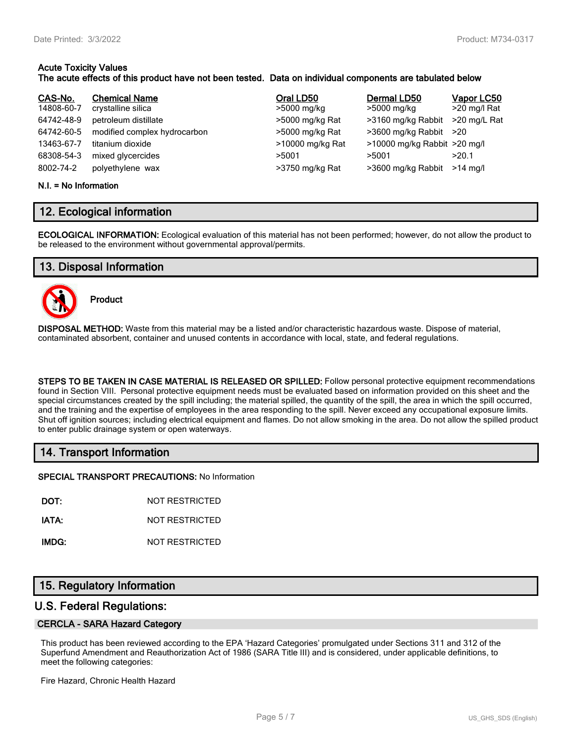**Acute Toxicity Values**
**The acute effects of this product have not been tested. Data on individual components are tabulated below**

| CAS-No. | Chemical Name | Oral LD50 | Dermal LD50 | Vapor LC50 |
|---|---|---|---|---|
| 14808-60-7 | crystalline silica | >5000 mg/kg | >5000 mg/kg | >20 mg/l Rat |
| 64742-48-9 | petroleum distillate | >5000 mg/kg Rat | >3160 mg/kg Rabbit | >20 mg/L Rat |
| 64742-60-5 | modified complex hydrocarbon | >5000 mg/kg Rat | >3600 mg/kg Rabbit | >20 |
| 13463-67-7 | titanium dioxide | >10000 mg/kg Rat | >10000 mg/kg Rabbit | >20 mg/l |
| 68308-54-3 | mixed glycercides | >5001 | >5001 | >20.1 |
| 8002-74-2 | polyethylene wax | >3750 mg/kg Rat | >3600 mg/kg Rabbit | >14 mg/l |

**N.I. = No Information**

## 12. Ecological information

**ECOLOGICAL INFORMATION:** Ecological evaluation of this material has not been performed; however, do not allow the product to be released to the environment without governmental approval/permits.

## 13. Disposal Information

**Product**

**DISPOSAL METHOD:** Waste from this material may be a listed and/or characteristic hazardous waste. Dispose of material, contaminated absorbent, container and unused contents in accordance with local, state, and federal regulations.

**STEPS TO BE TAKEN IN CASE MATERIAL IS RELEASED OR SPILLED:** Follow personal protective equipment recommendations found in Section VIII. Personal protective equipment needs must be evaluated based on information provided on this sheet and the special circumstances created by the spill including; the material spilled, the quantity of the spill, the area in which the spill occurred, and the training and the expertise of employees in the area responding to the spill. Never exceed any occupational exposure limits. Shut off ignition sources; including electrical equipment and flames. Do not allow smoking in the area. Do not allow the spilled product to enter public drainage system or open waterways.

## 14. Transport Information

**SPECIAL TRANSPORT PRECAUTIONS:** No Information

**DOT:** NOT RESTRICTED

**IATA:** NOT RESTRICTED

**IMDG:** NOT RESTRICTED

## 15. Regulatory Information

## U.S. Federal Regulations:

### CERCLA - SARA Hazard Category

This product has been reviewed according to the EPA 'Hazard Categories' promulgated under Sections 311 and 312 of the Superfund Amendment and Reauthorization Act of 1986 (SARA Title III) and is considered, under applicable definitions, to meet the following categories:

Fire Hazard, Chronic Health Hazard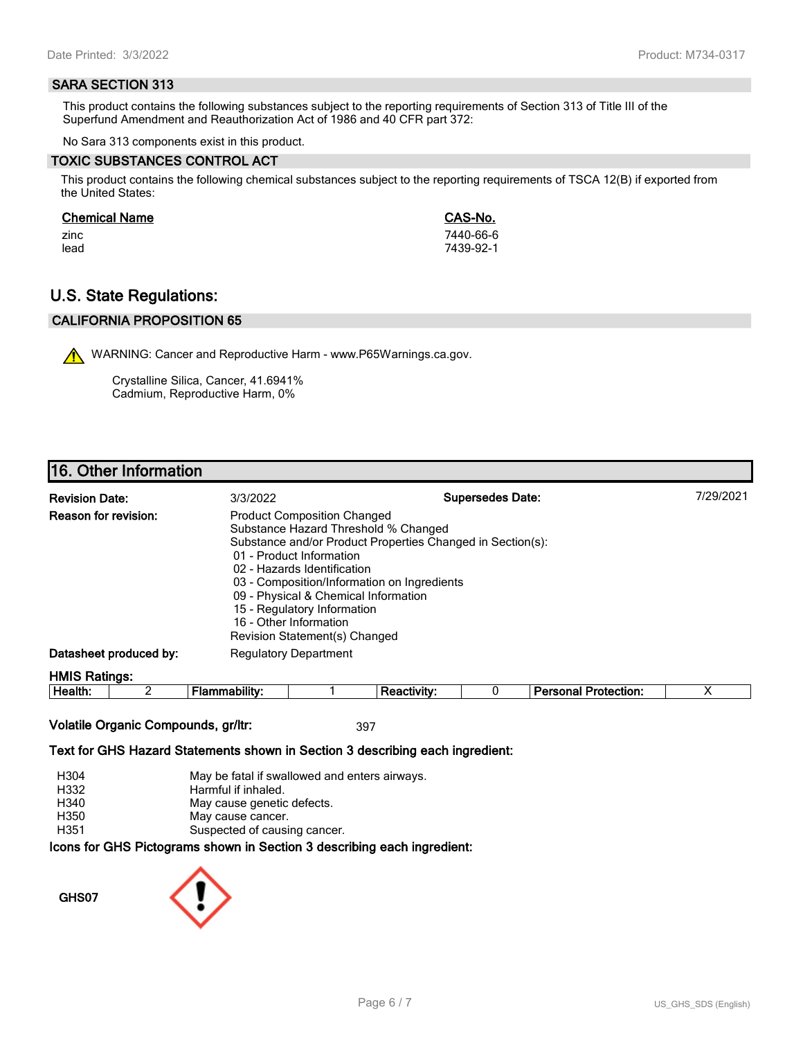### SARA SECTION 313

This product contains the following substances subject to the reporting requirements of Section 313 of Title III of the Superfund Amendment and Reauthorization Act of 1986 and 40 CFR part 372:

No Sara 313 components exist in this product.

### TOXIC SUBSTANCES CONTROL ACT

This product contains the following chemical substances subject to the reporting requirements of TSCA 12(B) if exported from the United States:

| Chemical Name | CAS-No. |
|---|---|
| zinc | 7440-66-6 |
| lead | 7439-92-1 |

## U.S. State Regulations:

### CALIFORNIA PROPOSITION 65

WARNING: Cancer and Reproductive Harm - www.P65Warnings.ca.gov.

Crystalline Silica, Cancer, 41.6941%
Cadmium, Reproductive Harm, 0%

## 16. Other Information

**Revision Date:** 3/3/2022 **Supersedes Date:** 7/29/2021

**Reason for revision:**
Product Composition Changed
Substance Hazard Threshold % Changed
Substance and/or Product Properties Changed in Section(s):
- 01 - Product Information
- 02 - Hazards Identification
- 03 - Composition/Information on Ingredients
- 09 - Physical & Chemical Information
- 15 - Regulatory Information
- 16 - Other Information

Revision Statement(s) Changed

**Datasheet produced by:** Regulatory Department

**HMIS Ratings:**

| Health: | 2 | Flammability: | 1 | Reactivity: | 0 | Personal Protection: | X |
|---|---|---|---|---|---|---|---|

**Volatile Organic Compounds, gr/ltr:** 397

**Text for GHS Hazard Statements shown in Section 3 describing each ingredient:**

| | |
|---|---|
| H304 | May be fatal if swallowed and enters airways. |
| H332 | Harmful if inhaled. |
| H340 | May cause genetic defects. |
| H350 | May cause cancer. |
| H351 | Suspected of causing cancer. |

**Icons for GHS Pictograms shown in Section 3 describing each ingredient:**

GHS07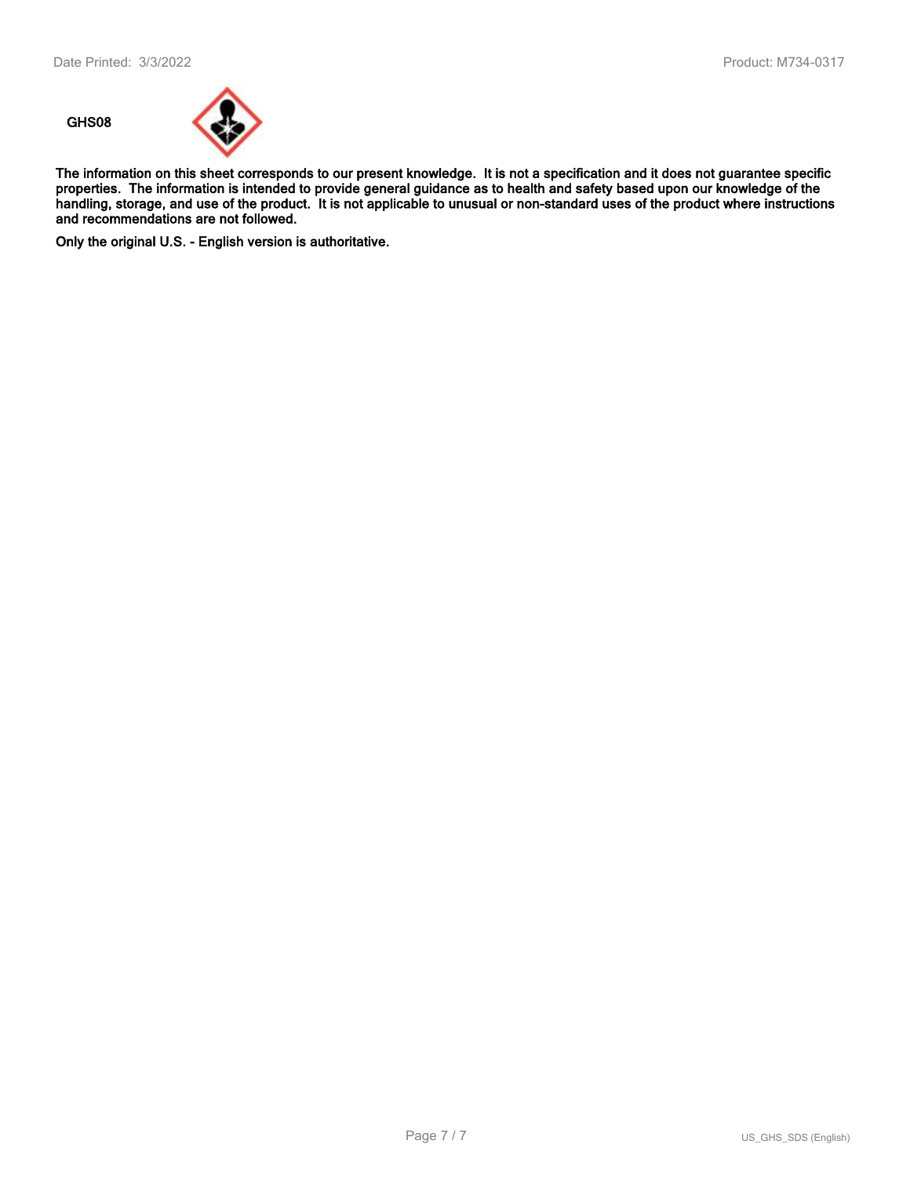GHS08

The information on this sheet corresponds to our present knowledge. It is not a specification and it does not guarantee specific properties. The information is intended to provide general guidance as to health and safety based upon our knowledge of the handling, storage, and use of the product. It is not applicable to unusual or non-standard uses of the product where instructions and recommendations are not followed.

Only the original U.S. - English version is authoritative.